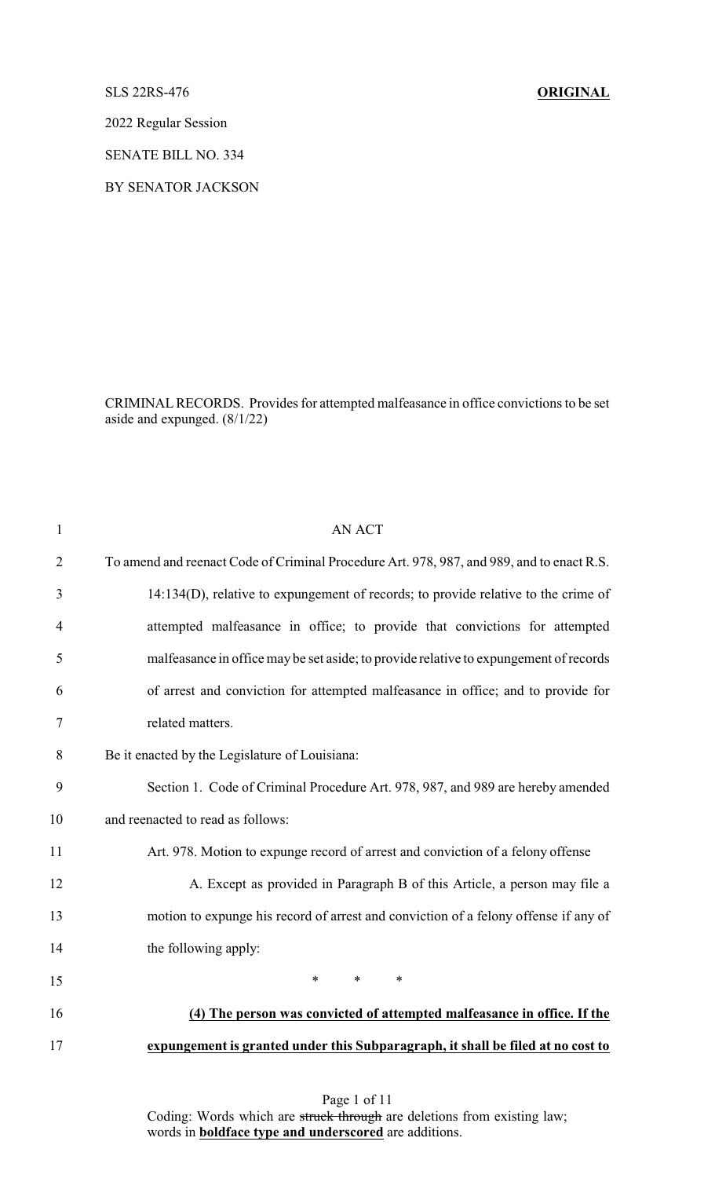SLS 22RS-476 **ORIGINAL**

2022 Regular Session

SENATE BILL NO. 334

BY SENATOR JACKSON

CRIMINAL RECORDS. Provides for attempted malfeasance in office convictions to be set aside and expunged. (8/1/22)

AN ACT

To amend and reenact Code of Criminal Procedure Art. 978, 987, and 989, and to enact R.S. 14:134(D), relative to expungement of records; to provide relative to the crime of attempted malfeasance in office; to provide that convictions for attempted malfeasance in office may be set aside; to provide relative to expungement of records of arrest and conviction for attempted malfeasance in office; and to provide for related matters.

Be it enacted by the Legislature of Louisiana:

Section 1. Code of Criminal Procedure Art. 978, 987, and 989 are hereby amended and reenacted to read as follows:

Art. 978. Motion to expunge record of arrest and conviction of a felony offense

A. Except as provided in Paragraph B of this Article, a person may file a motion to expunge his record of arrest and conviction of a felony offense if any of the following apply:

\* \* \*

**(4) The person was convicted of attempted malfeasance in office. If the expungement is granted under this Subparagraph, it shall be filed at no cost to**

Coding: Words which are ~~struck through~~ are deletions from existing law; words in **boldface type and underscored** are additions.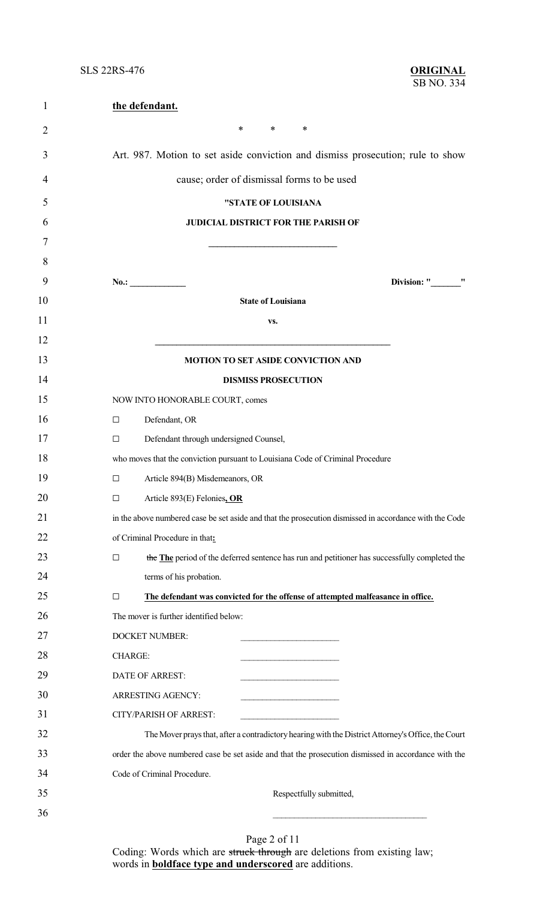**the defendant.**

\* \* \*

Art. 987. Motion to set aside conviction and dismiss prosecution; rule to show cause; order of dismissal forms to be used

**"STATE OF LOUISIANA**

**JUDICIAL DISTRICT FOR THE PARISH OF**

**\_\_\_\_\_\_\_\_\_\_\_\_\_\_\_\_\_\_\_\_\_\_\_\_\_\_\_\_**

**No.: \_\_\_\_\_\_\_\_\_\_\_\_\_** **Division: "\_\_\_\_\_\_\_"**

**State of Louisiana**

**vs.**

**\_\_\_\_\_\_\_\_\_\_\_\_\_\_\_\_\_\_\_\_\_\_\_\_\_\_\_\_\_\_\_\_\_\_\_\_\_\_\_\_\_\_\_\_\_\_\_\_\_\_\_\_**

**MOTION TO SET ASIDE CONVICTION AND**

**DISMISS PROSECUTION**

NOW INTO HONORABLE COURT, comes

□ Defendant, OR

□ Defendant through undersigned Counsel,

who moves that the conviction pursuant to Louisiana Code of Criminal Procedure

□ Article 894(B) Misdemeanors, OR

□ Article 893(E) Felonies**<u>, OR</u>**

in the above numbered case be set aside and that the prosecution dismissed in accordance with the Code of Criminal Procedure in that**<u>:</u>**

□ ~~the~~ **<u>The</u>** period of the deferred sentence has run and petitioner has successfully completed the terms of his probation.

□ **<u>The defendant was convicted for the offense of attempted malfeasance in office.</u>**

The mover is further identified below:

DOCKET NUMBER: \_\_\_\_\_\_\_\_\_\_\_\_\_\_\_\_\_\_\_\_\_\_

CHARGE: \_\_\_\_\_\_\_\_\_\_\_\_\_\_\_\_\_\_\_\_\_\_

DATE OF ARREST: \_\_\_\_\_\_\_\_\_\_\_\_\_\_\_\_\_\_\_\_\_\_

ARRESTING AGENCY: \_\_\_\_\_\_\_\_\_\_\_\_\_\_\_\_\_\_\_\_\_\_

CITY/PARISH OF ARREST: \_\_\_\_\_\_\_\_\_\_\_\_\_\_\_\_\_\_\_\_\_\_

The Mover prays that, after a contradictory hearing with the District Attorney's Office, the Court order the above numbered case be set aside and that the prosecution dismissed in accordance with the Code of Criminal Procedure.

Respectfully submitted,

\_\_\_\_\_\_\_\_\_\_\_\_\_\_\_\_\_\_\_\_\_\_\_\_\_\_\_\_\_\_\_\_\_\_

Coding: Words which are ~~struck through~~ are deletions from existing law; words in **<u>boldface type and underscored</u>** are additions.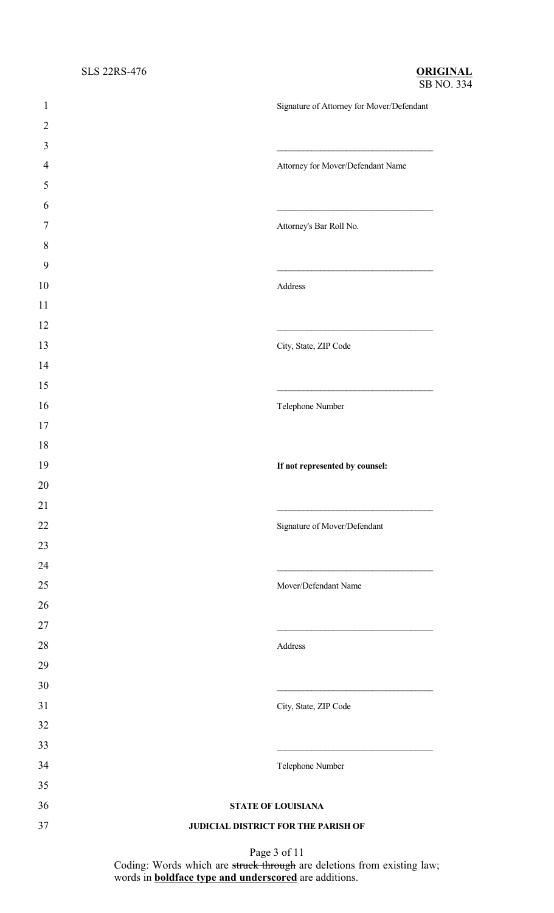Signature of Attorney for Mover/Defendant

\_\_\_\_\_\_\_\_\_\_\_\_\_\_\_\_\_\_\_\_\_\_\_\_\_\_\_\_\_\_

Attorney for Mover/Defendant Name

\_\_\_\_\_\_\_\_\_\_\_\_\_\_\_\_\_\_\_\_\_\_\_\_\_\_\_\_\_\_

Attorney's Bar Roll No.

\_\_\_\_\_\_\_\_\_\_\_\_\_\_\_\_\_\_\_\_\_\_\_\_\_\_\_\_\_\_

Address

\_\_\_\_\_\_\_\_\_\_\_\_\_\_\_\_\_\_\_\_\_\_\_\_\_\_\_\_\_\_

City, State, ZIP Code

\_\_\_\_\_\_\_\_\_\_\_\_\_\_\_\_\_\_\_\_\_\_\_\_\_\_\_\_\_\_

Telephone Number

**If not represented by counsel:**

\_\_\_\_\_\_\_\_\_\_\_\_\_\_\_\_\_\_\_\_\_\_\_\_\_\_\_\_\_\_

Signature of Mover/Defendant

\_\_\_\_\_\_\_\_\_\_\_\_\_\_\_\_\_\_\_\_\_\_\_\_\_\_\_\_\_\_

Mover/Defendant Name

\_\_\_\_\_\_\_\_\_\_\_\_\_\_\_\_\_\_\_\_\_\_\_\_\_\_\_\_\_\_

Address

\_\_\_\_\_\_\_\_\_\_\_\_\_\_\_\_\_\_\_\_\_\_\_\_\_\_\_\_\_\_

City, State, ZIP Code

\_\_\_\_\_\_\_\_\_\_\_\_\_\_\_\_\_\_\_\_\_\_\_\_\_\_\_\_\_\_

Telephone Number

**STATE OF LOUISIANA**

**JUDICIAL DISTRICT FOR THE PARISH OF**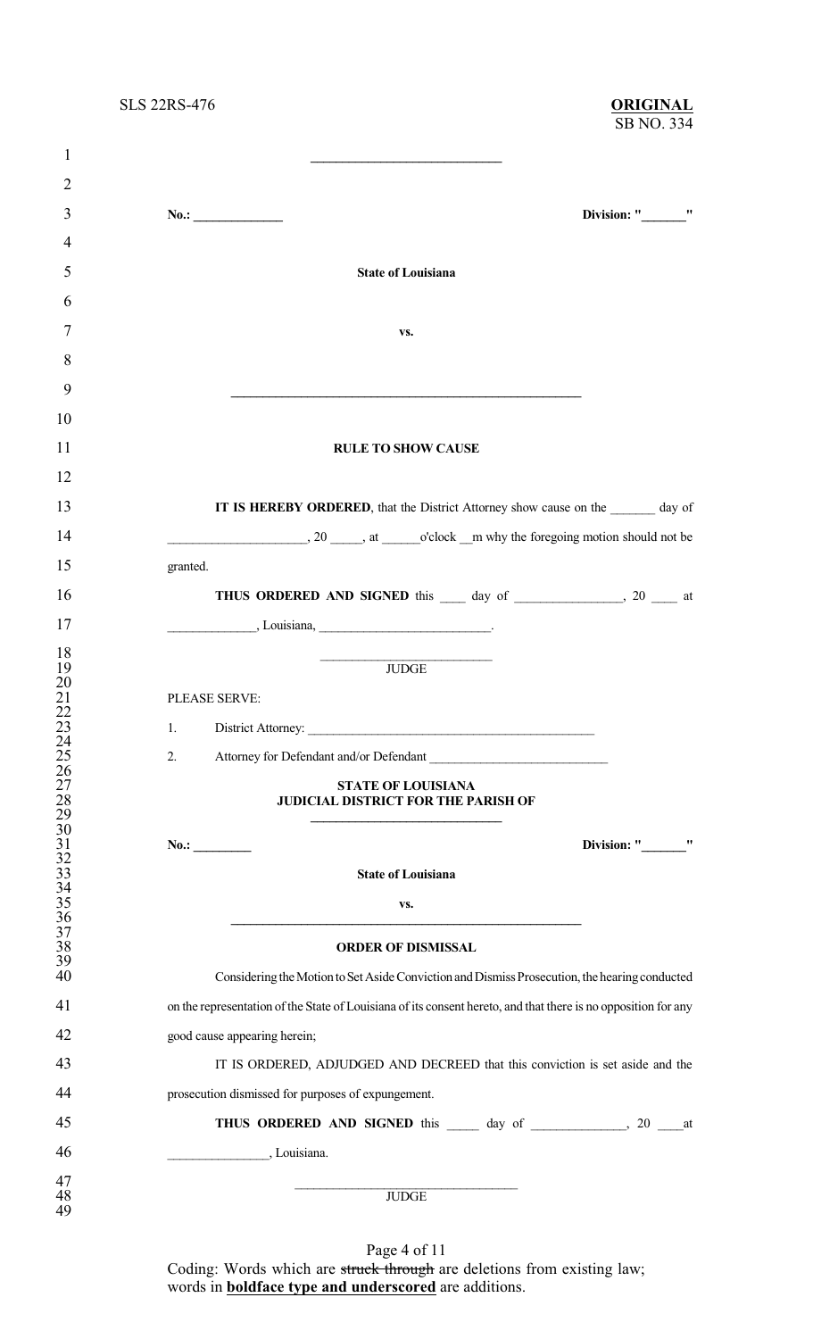\_\_\_\_\_\_\_\_\_\_\_\_\_\_\_\_\_\_\_\_\_\_\_\_\_\_\_\_

**No.: \_\_\_\_\_\_\_\_\_\_\_\_\_\_** **Division: "\_\_\_\_\_\_\_"**

**State of Louisiana**

**vs.**

\_\_\_\_\_\_\_\_\_\_\_\_\_\_\_\_\_\_\_\_\_\_\_\_\_\_\_\_\_\_\_\_\_\_\_\_\_\_\_\_\_\_\_\_\_\_\_\_\_\_\_\_

**RULE TO SHOW CAUSE**

**IT IS HEREBY ORDERED**, that the District Attorney show cause on the \_\_\_\_\_\_\_ day of \_\_\_\_\_\_\_\_\_\_\_\_\_\_\_\_\_\_\_\_\_, 20 \_\_\_\_\_, at \_\_\_\_\_\_o'clock \_\_m why the foregoing motion should not be granted.

**THUS ORDERED AND SIGNED** this \_\_\_\_ day of \_\_\_\_\_\_\_\_\_\_\_\_\_\_\_\_\_, 20 \_\_\_\_ at \_\_\_\_\_\_\_\_\_\_\_\_\_\_, Louisiana, \_\_\_\_\_\_\_\_\_\_\_\_\_\_\_\_\_\_\_\_\_\_\_\_\_\_.

\_\_\_\_\_\_\_\_\_\_\_\_\_\_\_\_\_\_\_\_\_\_\_\_\_\_

JUDGE

PLEASE SERVE:

1. District Attorney: \_\_\_\_\_\_\_\_\_\_\_\_\_\_\_\_\_\_\_\_\_\_\_\_\_\_\_\_\_\_\_\_\_\_\_\_\_\_\_\_\_\_\_\_\_\_

2. Attorney for Defendant and/or Defendant \_\_\_\_\_\_\_\_\_\_\_\_\_\_\_\_\_\_\_\_\_\_\_\_\_\_\_\_

**STATE OF LOUISIANA**
**JUDICIAL DISTRICT FOR THE PARISH OF**
\_\_\_\_\_\_\_\_\_\_\_\_\_\_\_\_\_\_\_\_\_\_\_\_\_\_\_\_\_\_

**No.: \_\_\_\_\_\_\_\_\_** **Division: "\_\_\_\_\_\_\_"**

**State of Louisiana**

**vs.**

\_\_\_\_\_\_\_\_\_\_\_\_\_\_\_\_\_\_\_\_\_\_\_\_\_\_\_\_\_\_\_\_\_\_\_\_\_\_\_\_\_\_\_\_\_\_\_\_\_\_\_\_\_\_

**ORDER OF DISMISSAL**

Considering the Motion to Set Aside Conviction and Dismiss Prosecution, the hearing conducted on the representation of the State of Louisiana of its consent hereto, and that there is no opposition for any good cause appearing herein;

IT IS ORDERED, ADJUDGED AND DECREED that this conviction is set aside and the prosecution dismissed for purposes of expungement.

**THUS ORDERED AND SIGNED** this \_\_\_\_\_ day of \_\_\_\_\_\_\_\_\_\_\_\_\_\_\_, 20 \_\_\_\_at \_\_\_\_\_\_\_\_\_\_\_\_\_\_\_\_, Louisiana.

\_\_\_\_\_\_\_\_\_\_\_\_\_\_\_\_\_\_\_\_\_\_\_\_\_\_\_\_\_\_\_\_\_\_\_

JUDGE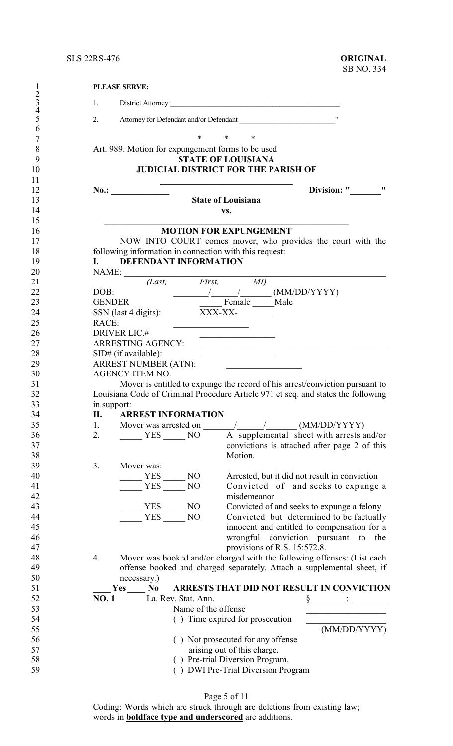**PLEASE SERVE:**

1. District Attorney:_______________________________________________

2. Attorney for Defendant and/or Defendant __________________________"

\* \* \*

Art. 989. Motion for expungement forms to be used

**STATE OF LOUISIANA**

**JUDICIAL DISTRICT FOR THE PARISH OF**

**______________________________**

**No.: _____________** **Division: "_______"**

**State of Louisiana**

**vs.**

**_________________________________________________________**

**MOTION FOR EXPUNGEMENT**

NOW INTO COURT comes mover, who provides the court with the following information in connection with this request:

**I. DEFENDANT INFORMATION**

NAME: ______________________________________________________________
*(Last, First, MI)*

DOB: ________/______/_______ (MM/DD/YYYY)

GENDER _____ Female _____Male

SSN (last 4 digits): XXX-XX-________

RACE: _________________

DRIVER LIC.# _________________

ARRESTING AGENCY: ___________________________________________

SID# (if available): _________________

ARREST NUMBER (ATN): _________________

AGENCY ITEM NO. _________________

Mover is entitled to expunge the record of his arrest/conviction pursuant to Louisiana Code of Criminal Procedure Article 971 et seq. and states the following in support:

**II. ARREST INFORMATION**

1. Mover was arrested on _______/______/_______ (MM/DD/YYYY)

2. _____ YES _____ NO A supplemental sheet with arrests and/or convictions is attached after page 2 of this Motion.

3. Mover was:

   _____ YES _____ NO Arrested, but it did not result in conviction

   _____ YES _____ NO Convicted of and seeks to expunge a misdemeanor

   _____ YES _____ NO Convicted of and seeks to expunge a felony

   _____ YES _____ NO Convicted but determined to be factually innocent and entitled to compensation for a wrongful conviction pursuant to the provisions of R.S. 15:572.8.

4. Mover was booked and/or charged with the following offenses: (List each offense booked and charged separately. Attach a supplemental sheet, if necessary.)

**____Yes ____ No ARRESTS THAT DID NOT RESULT IN CONVICTION**

**NO. 1** La. Rev. Stat. Ann. § _______ : ________

Name of the offense _________________

( ) Time expired for prosecution _________________ (MM/DD/YYYY)

( ) Not prosecuted for any offense arising out of this charge.

( ) Pre-trial Diversion Program.

( ) DWI Pre-Trial Diversion Program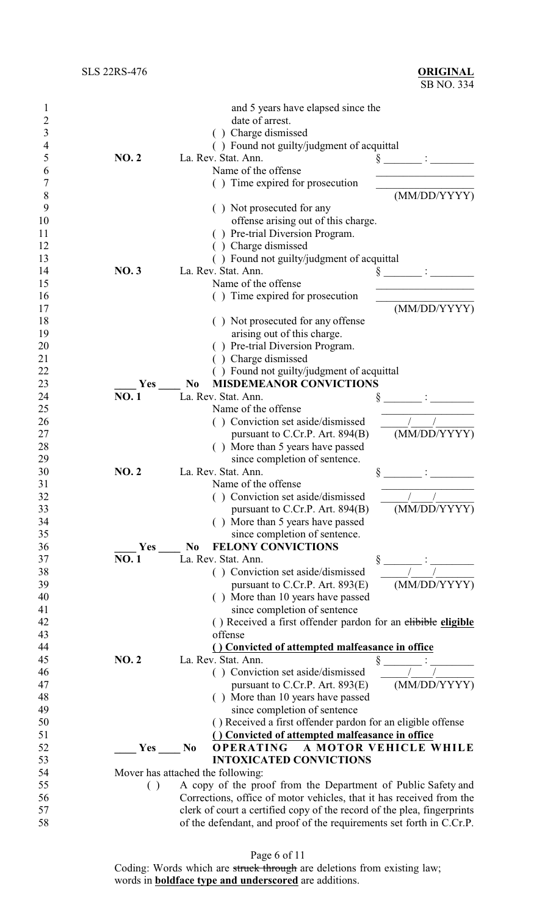and 5 years have elapsed since the date of arrest.

( ) Charge dismissed

( ) Found not guilty/judgment of acquittal

**NO. 2** La. Rev. Stat. Ann. § _______ : ________

Name of the offense ________________

( ) Time expired for prosecution ________________ (MM/DD/YYYY)

( ) Not prosecuted for any offense arising out of this charge.

( ) Pre-trial Diversion Program.

( ) Charge dismissed

( ) Found not guilty/judgment of acquittal

**NO. 3** La. Rev. Stat. Ann. § _______ : ________

Name of the offense ________________

( ) Time expired for prosecution ________________ (MM/DD/YYYY)

( ) Not prosecuted for any offense arising out of this charge.

( ) Pre-trial Diversion Program.

( ) Charge dismissed

( ) Found not guilty/judgment of acquittal

____ Yes ____ No **MISDEMEANOR CONVICTIONS**

**NO. 1** La. Rev. Stat. Ann. § _______ : ________

Name of the offense ________________

( ) Conviction set aside/dismissed pursuant to C.Cr.P. Art. 894(B) _____/____/_______ (MM/DD/YYYY)

( ) More than 5 years have passed since completion of sentence.

**NO. 2** La. Rev. Stat. Ann. § _______ : ________

Name of the offense ________________

( ) Conviction set aside/dismissed pursuant to C.Cr.P. Art. 894(B) _____/____/_______ (MM/DD/YYYY)

( ) More than 5 years have passed since completion of sentence.

____ Yes ____ No **FELONY CONVICTIONS**

**NO. 1** La. Rev. Stat. Ann. § _______ : ________

( ) Conviction set aside/dismissed pursuant to C.Cr.P. Art. 893(E) _____/____/_______ (MM/DD/YYYY)

( ) More than 10 years have passed since completion of sentence

( ) Received a first offender pardon for an ~~elibible~~ **eligible** offense

**( ) Convicted of attempted malfeasance in office**

**NO. 2** La. Rev. Stat. Ann. § _______ : ________

( ) Conviction set aside/dismissed pursuant to C.Cr.P. Art. 893(E) _____/____/_______ (MM/DD/YYYY)

( ) More than 10 years have passed since completion of sentence

( ) Received a first offender pardon for an eligible offense

**( ) Convicted of attempted malfeasance in office**

____ Yes ____ No **OPERATING A MOTOR VEHICLE WHILE INTOXICATED CONVICTIONS**

Mover has attached the following:

( ) A copy of the proof from the Department of Public Safety and Corrections, office of motor vehicles, that it has received from the clerk of court a certified copy of the record of the plea, fingerprints of the defendant, and proof of the requirements set forth in C.Cr.P.

Coding: Words which are ~~struck through~~ are deletions from existing law; words in **boldface type and underscored** are additions.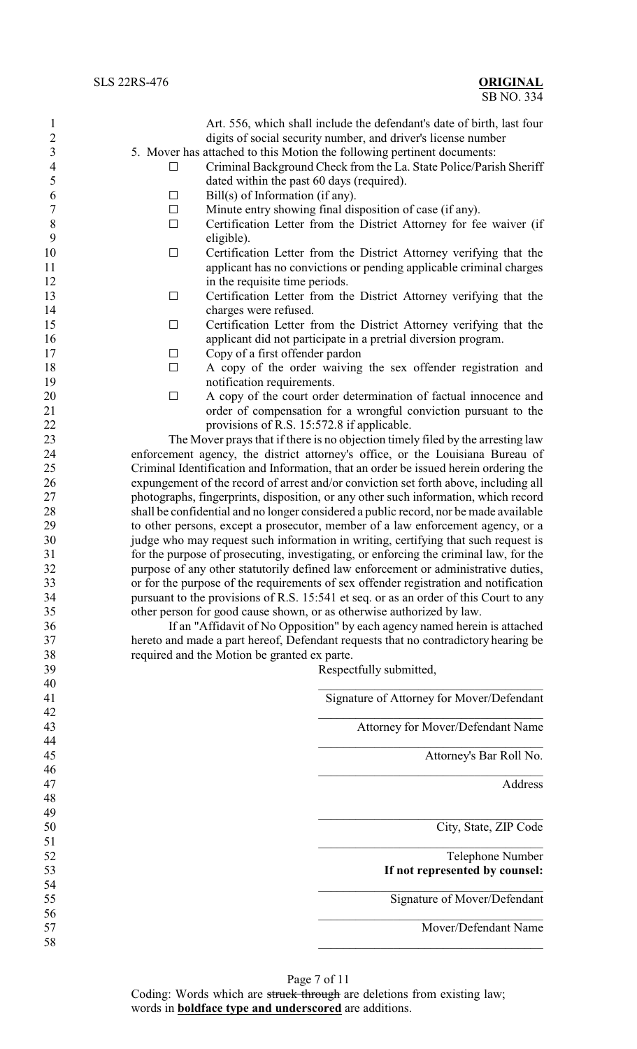Art. 556, which shall include the defendant's date of birth, last four digits of social security number, and driver's license number

5. Mover has attached to this Motion the following pertinent documents:

- ☐ Criminal Background Check from the La. State Police/Parish Sheriff dated within the past 60 days (required).
- ☐ Bill(s) of Information (if any).
- ☐ Minute entry showing final disposition of case (if any).
- ☐ Certification Letter from the District Attorney for fee waiver (if eligible).
- ☐ Certification Letter from the District Attorney verifying that the applicant has no convictions or pending applicable criminal charges in the requisite time periods.
- ☐ Certification Letter from the District Attorney verifying that the charges were refused.
- ☐ Certification Letter from the District Attorney verifying that the applicant did not participate in a pretrial diversion program.
- ☐ Copy of a first offender pardon
- ☐ A copy of the order waiving the sex offender registration and notification requirements.
- ☐ A copy of the court order determination of factual innocence and order of compensation for a wrongful conviction pursuant to the provisions of R.S. 15:572.8 if applicable.

The Mover prays that if there is no objection timely filed by the arresting law enforcement agency, the district attorney's office, or the Louisiana Bureau of Criminal Identification and Information, that an order be issued herein ordering the expungement of the record of arrest and/or conviction set forth above, including all photographs, fingerprints, disposition, or any other such information, which record shall be confidential and no longer considered a public record, nor be made available to other persons, except a prosecutor, member of a law enforcement agency, or a judge who may request such information in writing, certifying that such request is for the purpose of prosecuting, investigating, or enforcing the criminal law, for the purpose of any other statutorily defined law enforcement or administrative duties, or for the purpose of the requirements of sex offender registration and notification pursuant to the provisions of R.S. 15:541 et seq. or as an order of this Court to any other person for good cause shown, or as otherwise authorized by law.

If an "Affidavit of No Opposition" by each agency named herein is attached hereto and made a part hereof, Defendant requests that no contradictory hearing be required and the Motion be granted ex parte.

Respectfully submitted,

\_\_\_\_\_\_\_\_\_\_\_\_\_\_\_\_\_\_\_\_\_\_\_\_\_\_\_\_\_\_\_\_\_\_\_
Signature of Attorney for Mover/Defendant

\_\_\_\_\_\_\_\_\_\_\_\_\_\_\_\_\_\_\_\_\_\_\_\_\_\_\_\_\_\_\_\_\_\_\_
Attorney for Mover/Defendant Name

\_\_\_\_\_\_\_\_\_\_\_\_\_\_\_\_\_\_\_\_\_\_\_\_\_\_\_\_\_\_\_\_\_\_\_
Attorney's Bar Roll No.

\_\_\_\_\_\_\_\_\_\_\_\_\_\_\_\_\_\_\_\_\_\_\_\_\_\_\_\_\_\_\_\_\_\_\_
Address

\_\_\_\_\_\_\_\_\_\_\_\_\_\_\_\_\_\_\_\_\_\_\_\_\_\_\_\_\_\_\_\_\_\_\_
City, State, ZIP Code

\_\_\_\_\_\_\_\_\_\_\_\_\_\_\_\_\_\_\_\_\_\_\_\_\_\_\_\_\_\_\_\_\_\_\_
Telephone Number

**If not represented by counsel:**

\_\_\_\_\_\_\_\_\_\_\_\_\_\_\_\_\_\_\_\_\_\_\_\_\_\_\_\_\_\_\_\_\_\_\_
Signature of Mover/Defendant

\_\_\_\_\_\_\_\_\_\_\_\_\_\_\_\_\_\_\_\_\_\_\_\_\_\_\_\_\_\_\_\_\_\_\_
Mover/Defendant Name

\_\_\_\_\_\_\_\_\_\_\_\_\_\_\_\_\_\_\_\_\_\_\_\_\_\_\_\_\_\_\_\_\_\_\_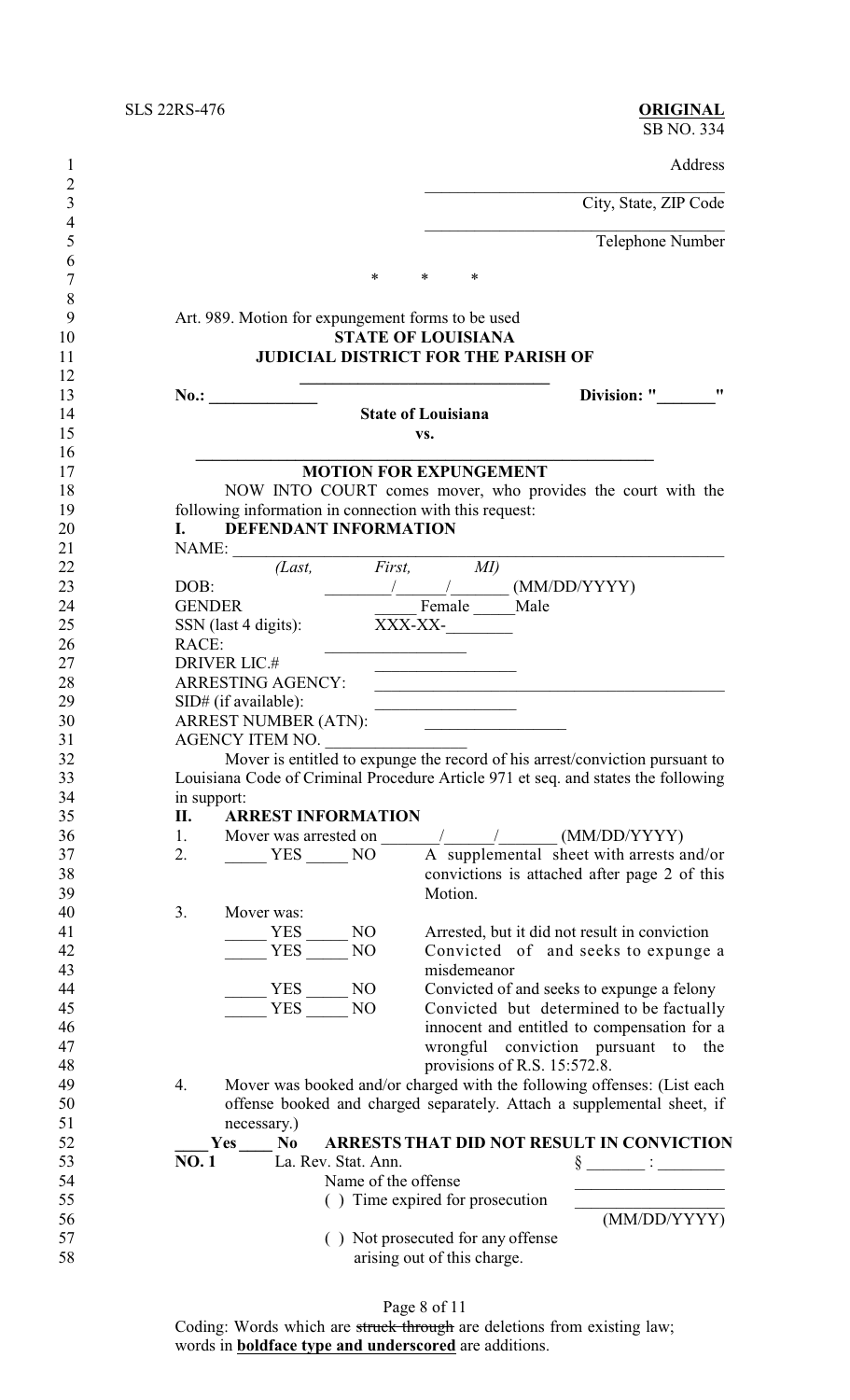Address

\_\_\_\_\_\_\_\_\_\_\_\_\_\_\_\_\_\_\_\_\_\_\_\_\_\_\_\_\_\_\_\_\_\_\_
City, State, ZIP Code

\_\_\_\_\_\_\_\_\_\_\_\_\_\_\_\_\_\_\_\_\_\_\_\_\_\_\_\_\_\_\_\_\_\_\_
Telephone Number

\* \* \*

Art. 989. Motion for expungement forms to be used

**STATE OF LOUISIANA**
**JUDICIAL DISTRICT FOR THE PARISH OF**
**\_\_\_\_\_\_\_\_\_\_\_\_\_\_\_\_\_\_\_\_\_\_\_\_\_\_\_\_\_\_**

**No.: \_\_\_\_\_\_\_\_\_\_\_\_\_** **Division: "\_\_\_\_\_\_\_"**

**State of Louisiana**
**vs.**

**\_\_\_\_\_\_\_\_\_\_\_\_\_\_\_\_\_\_\_\_\_\_\_\_\_\_\_\_\_\_\_\_\_\_\_\_\_\_\_\_\_\_\_\_\_\_\_\_\_\_\_\_\_\_\_**

**MOTION FOR EXPUNGEMENT**

NOW INTO COURT comes mover, who provides the court with the following information in connection with this request:

**I. DEFENDANT INFORMATION**

NAME: \_\_\_\_\_\_\_\_\_\_\_\_\_\_\_\_\_\_\_\_\_\_\_\_\_\_\_\_\_\_\_\_\_\_\_\_\_\_\_\_\_\_\_\_\_\_\_\_\_\_\_\_\_
*(Last, First, MI)*
DOB: \_\_\_\_\_\_\_\_/\_\_\_\_\_\_/\_\_\_\_\_\_\_ (MM/DD/YYYY)
GENDER \_\_\_\_\_ Female \_\_\_\_\_Male
SSN (last 4 digits): XXX-XX-\_\_\_\_\_\_\_\_
RACE: \_\_\_\_\_\_\_\_\_\_\_\_\_\_\_\_\_
DRIVER LIC.# \_\_\_\_\_\_\_\_\_\_\_\_\_\_\_\_\_
ARRESTING AGENCY: \_\_\_\_\_\_\_\_\_\_\_\_\_\_\_\_\_\_\_\_\_\_\_\_\_\_\_\_\_\_\_\_\_\_\_\_\_\_\_\_\_\_
SID# (if available): \_\_\_\_\_\_\_\_\_\_\_\_\_\_\_\_\_\_
ARREST NUMBER (ATN): \_\_\_\_\_\_\_\_\_\_\_\_\_\_\_\_\_
AGENCY ITEM NO. \_\_\_\_\_\_\_\_\_\_\_\_\_\_\_\_\_

Mover is entitled to expunge the record of his arrest/conviction pursuant to Louisiana Code of Criminal Procedure Article 971 et seq. and states the following in support:

**II. ARREST INFORMATION**

1. Mover was arrested on \_\_\_\_\_\_\_/\_\_\_\_\_\_/\_\_\_\_\_\_\_ (MM/DD/YYYY)
2. \_\_\_\_\_ YES \_\_\_\_\_ NO A supplemental sheet with arrests and/or convictions is attached after page 2 of this Motion.
3. Mover was:
   - \_\_\_\_\_ YES \_\_\_\_\_ NO Arrested, but it did not result in conviction
   - \_\_\_\_\_ YES \_\_\_\_\_ NO Convicted of and seeks to expunge a misdemeanor
   - \_\_\_\_\_ YES \_\_\_\_\_ NO Convicted of and seeks to expunge a felony
   - \_\_\_\_\_ YES \_\_\_\_\_ NO Convicted but determined to be factually innocent and entitled to compensation for a wrongful conviction pursuant to the provisions of R.S. 15:572.8.
4. Mover was booked and/or charged with the following offenses: (List each offense booked and charged separately. Attach a supplemental sheet, if necessary.)

**\_\_\_\_Yes \_\_\_\_ No ARRESTS THAT DID NOT RESULT IN CONVICTION**

**NO. 1** La. Rev. Stat. Ann. § \_\_\_\_\_\_\_ : \_\_\_\_\_\_\_\_
Name of the offense \_\_\_\_\_\_\_\_\_\_\_\_\_\_\_\_\_\_
( ) Time expired for prosecution \_\_\_\_\_\_\_\_\_\_\_\_\_\_\_\_\_\_ (MM/DD/YYYY)
( ) Not prosecuted for any offense arising out of this charge.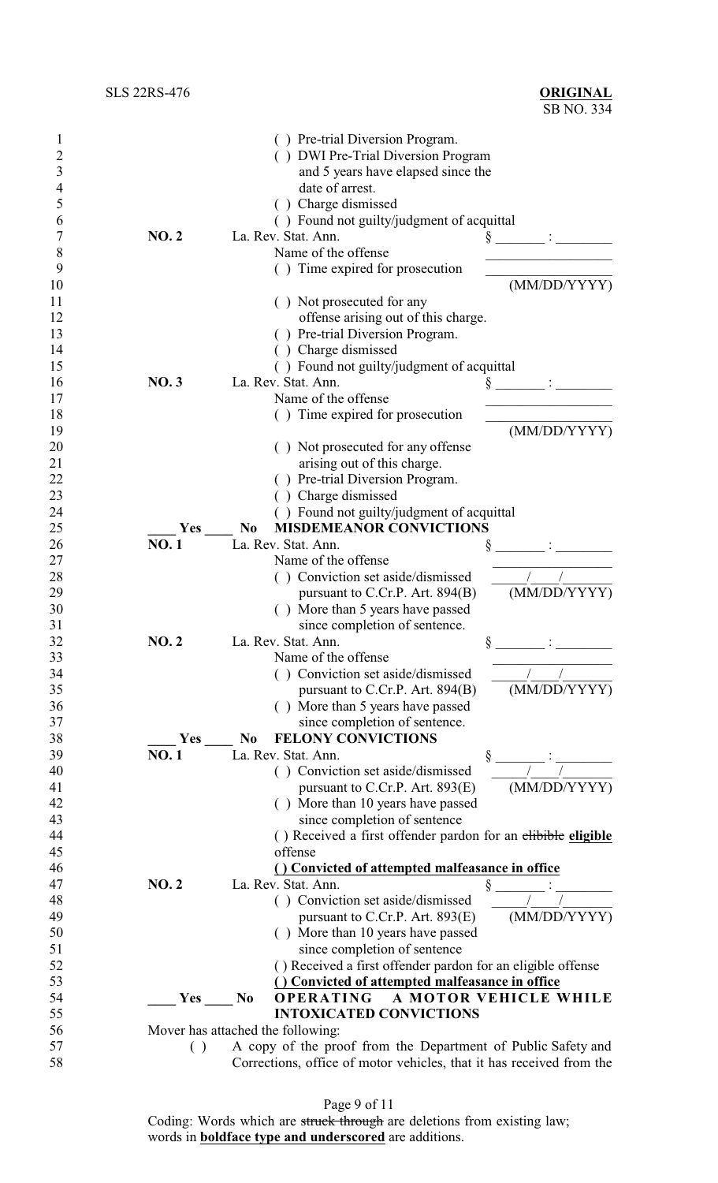( ) Pre-trial Diversion Program.
( ) DWI Pre-Trial Diversion Program and 5 years have elapsed since the date of arrest.
( ) Charge dismissed
( ) Found not guilty/judgment of acquittal

**NO. 2** La. Rev. Stat. Ann. § _______ : ________
Name of the offense ________________
( ) Time expired for prosecution ________________ (MM/DD/YYYY)
( ) Not prosecuted for any offense arising out of this charge.
( ) Pre-trial Diversion Program.
( ) Charge dismissed
( ) Found not guilty/judgment of acquittal

**NO. 3** La. Rev. Stat. Ann. § _______ : ________
Name of the offense ________________
( ) Time expired for prosecution ________________ (MM/DD/YYYY)
( ) Not prosecuted for any offense arising out of this charge.
( ) Pre-trial Diversion Program.
( ) Charge dismissed
( ) Found not guilty/judgment of acquittal

____ Yes ____ No **MISDEMEANOR CONVICTIONS**

**NO. 1** La. Rev. Stat. Ann. § _______ : ________
Name of the offense ________________
( ) Conviction set aside/dismissed pursuant to C.Cr.P. Art. 894(B) ____/____/______ (MM/DD/YYYY)
( ) More than 5 years have passed since completion of sentence.

**NO. 2** La. Rev. Stat. Ann. § _______ : ________
Name of the offense ________________
( ) Conviction set aside/dismissed pursuant to C.Cr.P. Art. 894(B) ____/____/______ (MM/DD/YYYY)
( ) More than 5 years have passed since completion of sentence.

____ Yes ____ No **FELONY CONVICTIONS**

**NO. 1** La. Rev. Stat. Ann. § _______ : ________
( ) Conviction set aside/dismissed pursuant to C.Cr.P. Art. 893(E) ____/____/______ (MM/DD/YYYY)
( ) More than 10 years have passed since completion of sentence
( ) Received a first offender pardon for an ~~elibible~~ **eligible** offense
**( ) Convicted of attempted malfeasance in office**

**NO. 2** La. Rev. Stat. Ann. § _______ : ________
( ) Conviction set aside/dismissed pursuant to C.Cr.P. Art. 893(E) ____/____/______ (MM/DD/YYYY)
( ) More than 10 years have passed since completion of sentence
( ) Received a first offender pardon for an eligible offense
**( ) Convicted of attempted malfeasance in office**

____ Yes ____ No **OPERATING A MOTOR VEHICLE WHILE INTOXICATED CONVICTIONS**

Mover has attached the following:

( ) A copy of the proof from the Department of Public Safety and Corrections, office of motor vehicles, that it has received from the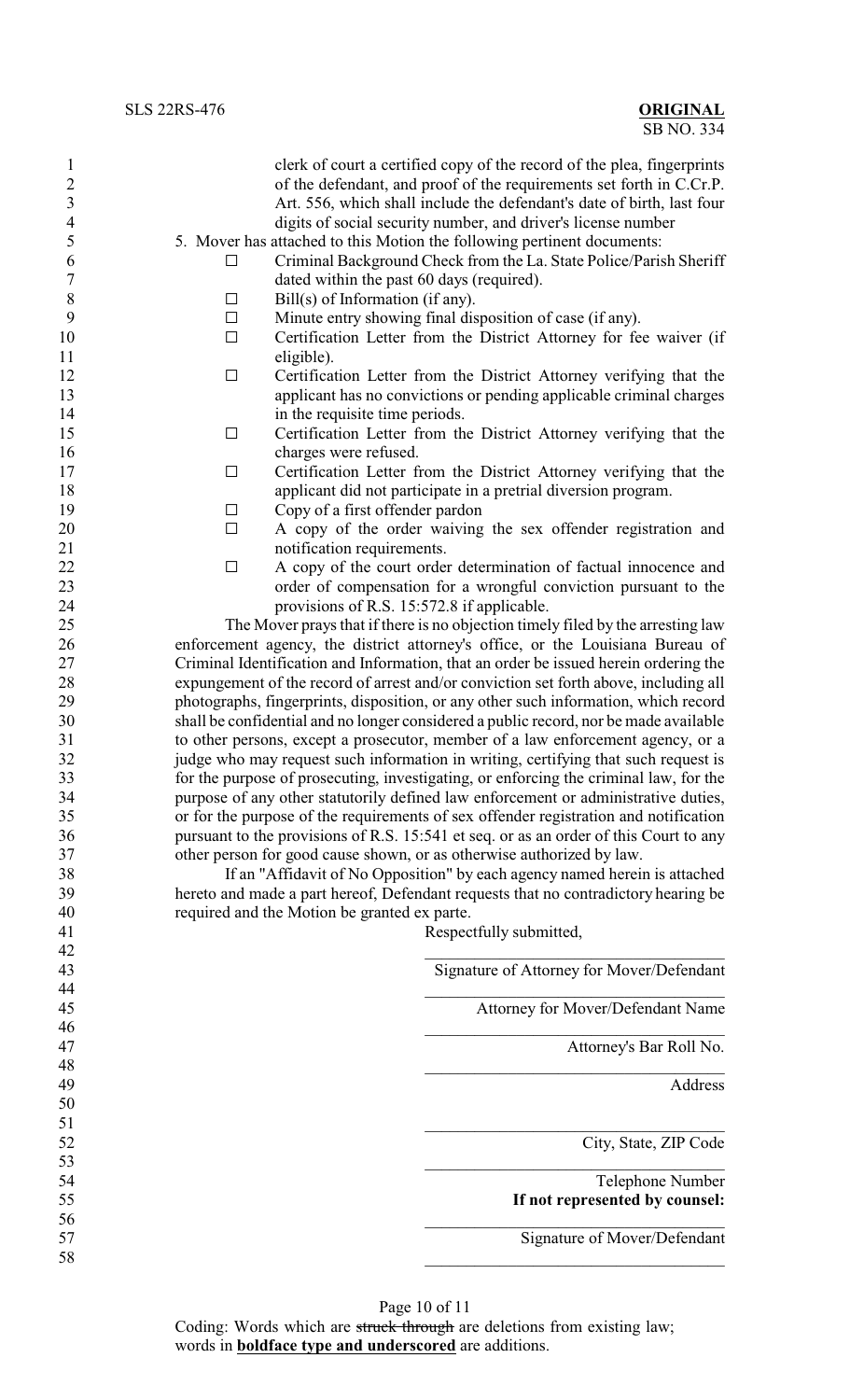clerk of court a certified copy of the record of the plea, fingerprints of the defendant, and proof of the requirements set forth in C.Cr.P. Art. 556, which shall include the defendant's date of birth, last four digits of social security number, and driver's license number

5. Mover has attached to this Motion the following pertinent documents:

- ☐ Criminal Background Check from the La. State Police/Parish Sheriff dated within the past 60 days (required).
- ☐ Bill(s) of Information (if any).
- ☐ Minute entry showing final disposition of case (if any).
- ☐ Certification Letter from the District Attorney for fee waiver (if eligible).
- ☐ Certification Letter from the District Attorney verifying that the applicant has no convictions or pending applicable criminal charges in the requisite time periods.
- ☐ Certification Letter from the District Attorney verifying that the charges were refused.
- ☐ Certification Letter from the District Attorney verifying that the applicant did not participate in a pretrial diversion program.
- ☐ Copy of a first offender pardon
- ☐ A copy of the order waiving the sex offender registration and notification requirements.
- ☐ A copy of the court order determination of factual innocence and order of compensation for a wrongful conviction pursuant to the provisions of R.S. 15:572.8 if applicable.

The Mover prays that if there is no objection timely filed by the arresting law enforcement agency, the district attorney's office, or the Louisiana Bureau of Criminal Identification and Information, that an order be issued herein ordering the expungement of the record of arrest and/or conviction set forth above, including all photographs, fingerprints, disposition, or any other such information, which record shall be confidential and no longer considered a public record, nor be made available to other persons, except a prosecutor, member of a law enforcement agency, or a judge who may request such information in writing, certifying that such request is for the purpose of prosecuting, investigating, or enforcing the criminal law, for the purpose of any other statutorily defined law enforcement or administrative duties, or for the purpose of the requirements of sex offender registration and notification pursuant to the provisions of R.S. 15:541 et seq. or as an order of this Court to any other person for good cause shown, or as otherwise authorized by law.

If an "Affidavit of No Opposition" by each agency named herein is attached hereto and made a part hereof, Defendant requests that no contradictory hearing be required and the Motion be granted ex parte.

Respectfully submitted,

\_\_\_\_\_\_\_\_\_\_\_\_\_\_\_\_\_\_\_\_\_\_\_\_\_\_\_\_\_\_\_\_\_\_\_\_
Signature of Attorney for Mover/Defendant

\_\_\_\_\_\_\_\_\_\_\_\_\_\_\_\_\_\_\_\_\_\_\_\_\_\_\_\_\_\_\_\_\_\_\_\_
Attorney for Mover/Defendant Name

\_\_\_\_\_\_\_\_\_\_\_\_\_\_\_\_\_\_\_\_\_\_\_\_\_\_\_\_\_\_\_\_\_\_\_\_
Attorney's Bar Roll No.

\_\_\_\_\_\_\_\_\_\_\_\_\_\_\_\_\_\_\_\_\_\_\_\_\_\_\_\_\_\_\_\_\_\_\_\_
Address

\_\_\_\_\_\_\_\_\_\_\_\_\_\_\_\_\_\_\_\_\_\_\_\_\_\_\_\_\_\_\_\_\_\_\_\_
City, State, ZIP Code

\_\_\_\_\_\_\_\_\_\_\_\_\_\_\_\_\_\_\_\_\_\_\_\_\_\_\_\_\_\_\_\_\_\_\_\_
Telephone Number

**If not represented by counsel:**

\_\_\_\_\_\_\_\_\_\_\_\_\_\_\_\_\_\_\_\_\_\_\_\_\_\_\_\_\_\_\_\_\_\_\_\_
Signature of Mover/Defendant

\_\_\_\_\_\_\_\_\_\_\_\_\_\_\_\_\_\_\_\_\_\_\_\_\_\_\_\_\_\_\_\_\_\_\_\_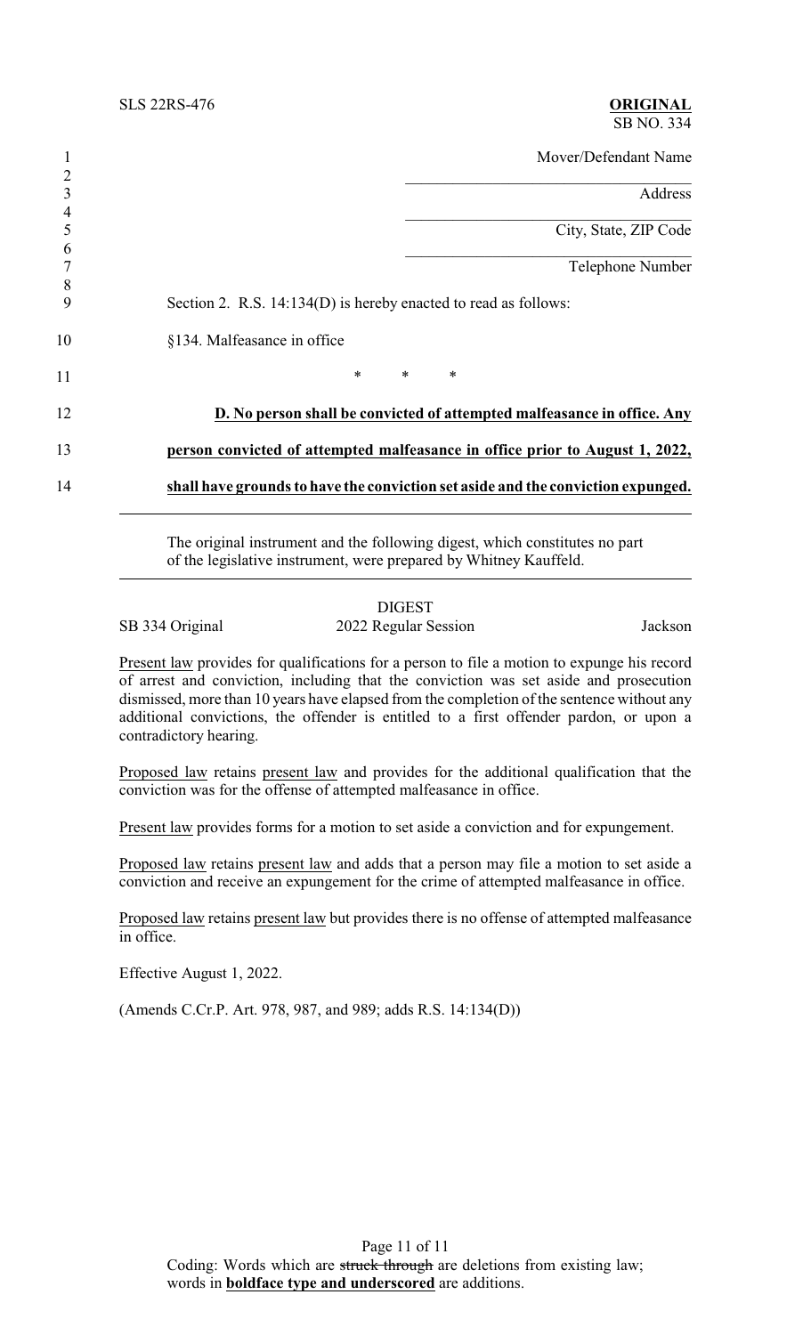SLS 22RS-476 **ORIGINAL**
SB NO. 334

Mover/Defendant Name

\_\_\_\_\_\_\_\_\_\_\_\_\_\_\_\_\_\_\_\_\_\_\_\_\_\_\_\_\_\_\_\_\_\_\_\_\_\_

Address

\_\_\_\_\_\_\_\_\_\_\_\_\_\_\_\_\_\_\_\_\_\_\_\_\_\_\_\_\_\_\_\_\_\_\_\_\_\_

City, State, ZIP Code

\_\_\_\_\_\_\_\_\_\_\_\_\_\_\_\_\_\_\_\_\_\_\_\_\_\_\_\_\_\_\_\_\_\_\_\_\_\_

Telephone Number

Section 2. R.S. 14:134(D) is hereby enacted to read as follows:

§134. Malfeasance in office

\* \* \*

**<u>D. No person shall be convicted of attempted malfeasance in office. Any person convicted of attempted malfeasance in office prior to August 1, 2022, shall have grounds to have the conviction set aside and the conviction expunged.</u>**

---

The original instrument and the following digest, which constitutes no part of the legislative instrument, were prepared by Whitney Kauffeld.

---

DIGEST

SB 334 Original — 2022 Regular Session — Jackson

<u>Present law</u> provides for qualifications for a person to file a motion to expunge his record of arrest and conviction, including that the conviction was set aside and prosecution dismissed, more than 10 years have elapsed from the completion of the sentence without any additional convictions, the offender is entitled to a first offender pardon, or upon a contradictory hearing.

<u>Proposed law</u> retains <u>present law</u> and provides for the additional qualification that the conviction was for the offense of attempted malfeasance in office.

<u>Present law</u> provides forms for a motion to set aside a conviction and for expungement.

<u>Proposed law</u> retains <u>present law</u> and adds that a person may file a motion to set aside a conviction and receive an expungement for the crime of attempted malfeasance in office.

<u>Proposed law</u> retains <u>present law</u> but provides there is no offense of attempted malfeasance in office.

Effective August 1, 2022.

(Amends C.Cr.P. Art. 978, 987, and 989; adds R.S. 14:134(D))

Coding: Words which are ~~struck through~~ are deletions from existing law; words in **<u>boldface type and underscored</u>** are additions.